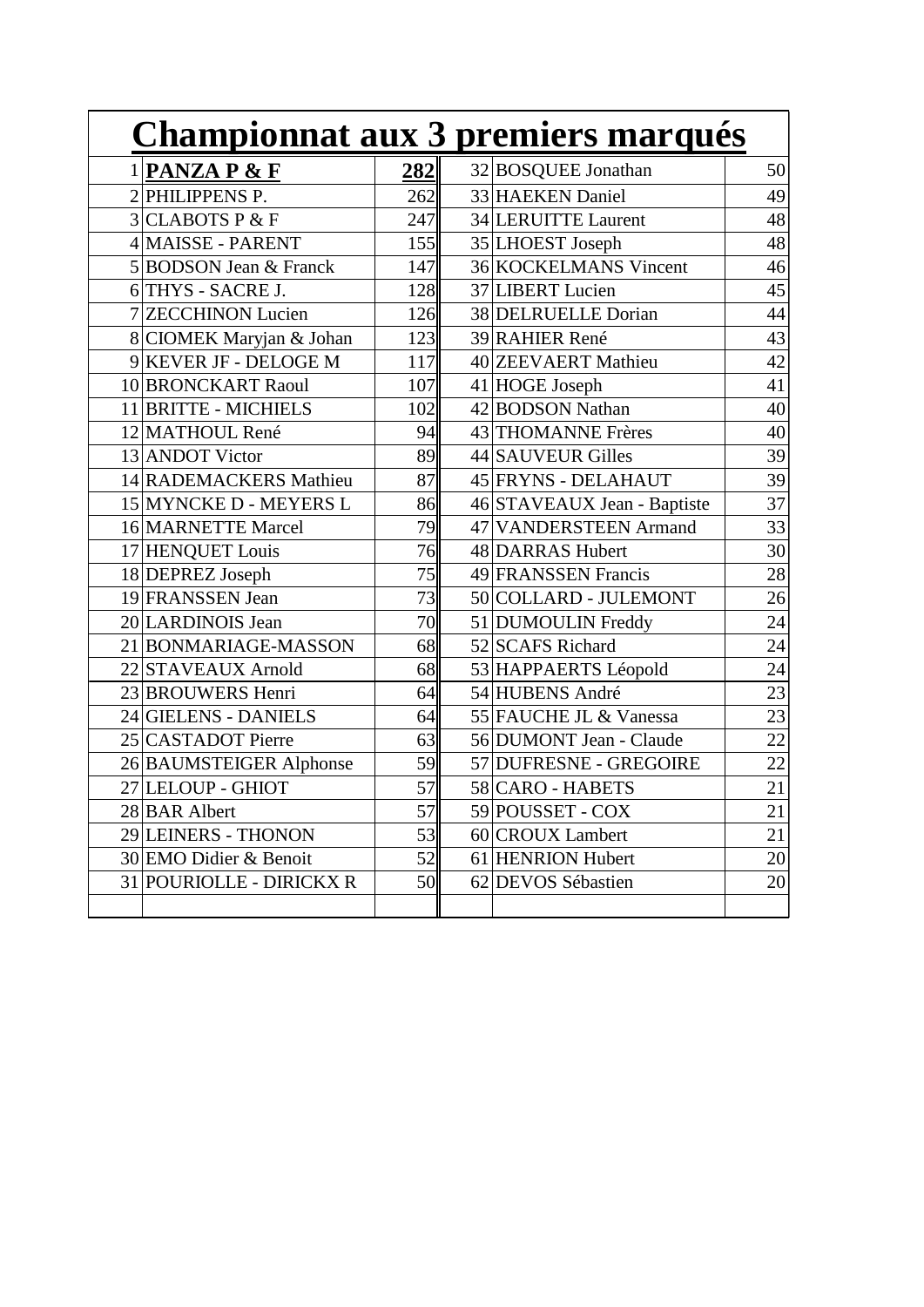# Championnat aux 3 premiers marqués

| | | | | | |
|---|---|---|---|---|---|
| 1 | **PANZA P & F** | **282** | 32 | BOSQUEE Jonathan | 50 |
| 2 | PHILIPPENS P. | 262 | 33 | HAEKEN Daniel | 49 |
| 3 | CLABOTS P & F | 247 | 34 | LERUITTE Laurent | 48 |
| 4 | MAISSE - PARENT | 155 | 35 | LHOEST Joseph | 48 |
| 5 | BODSON Jean & Franck | 147 | 36 | KOCKELMANS Vincent | 46 |
| 6 | THYS - SACRE J. | 128 | 37 | LIBERT Lucien | 45 |
| 7 | ZECCHINON Lucien | 126 | 38 | DELRUELLE Dorian | 44 |
| 8 | CIOMEK Maryjan & Johan | 123 | 39 | RAHIER René | 43 |
| 9 | KEVER JF - DELOGE M | 117 | 40 | ZEEVAERT Mathieu | 42 |
| 10 | BRONCKART Raoul | 107 | 41 | HOGE Joseph | 41 |
| 11 | BRITTE - MICHIELS | 102 | 42 | BODSON Nathan | 40 |
| 12 | MATHOUL René | 94 | 43 | THOMANNE Frères | 40 |
| 13 | ANDOT Victor | 89 | 44 | SAUVEUR Gilles | 39 |
| 14 | RADEMACKERS Mathieu | 87 | 45 | FRYNS - DELAHAUT | 39 |
| 15 | MYNCKE D - MEYERS L | 86 | 46 | STAVEAUX Jean - Baptiste | 37 |
| 16 | MARNETTE Marcel | 79 | 47 | VANDERSTEEN Armand | 33 |
| 17 | HENQUET Louis | 76 | 48 | DARRAS Hubert | 30 |
| 18 | DEPREZ Joseph | 75 | 49 | FRANSSEN Francis | 28 |
| 19 | FRANSSEN Jean | 73 | 50 | COLLARD - JULEMONT | 26 |
| 20 | LARDINOIS Jean | 70 | 51 | DUMOULIN Freddy | 24 |
| 21 | BONMARIAGE-MASSON | 68 | 52 | SCAFS Richard | 24 |
| 22 | STAVEAUX Arnold | 68 | 53 | HAPPAERTS Léopold | 24 |
| 23 | BROUWERS Henri | 64 | 54 | HUBENS André | 23 |
| 24 | GIELENS - DANIELS | 64 | 55 | FAUCHE JL & Vanessa | 23 |
| 25 | CASTADOT Pierre | 63 | 56 | DUMONT Jean - Claude | 22 |
| 26 | BAUMSTEIGER Alphonse | 59 | 57 | DUFRESNE - GREGOIRE | 22 |
| 27 | LELOUP - GHIOT | 57 | 58 | CARO - HABETS | 21 |
| 28 | BAR Albert | 57 | 59 | POUSSET - COX | 21 |
| 29 | LEINERS - THONON | 53 | 60 | CROUX Lambert | 21 |
| 30 | EMO Didier & Benoit | 52 | 61 | HENRION Hubert | 20 |
| 31 | POURIOLLE - DIRICKX R | 50 | 62 | DEVOS Sébastien | 20 |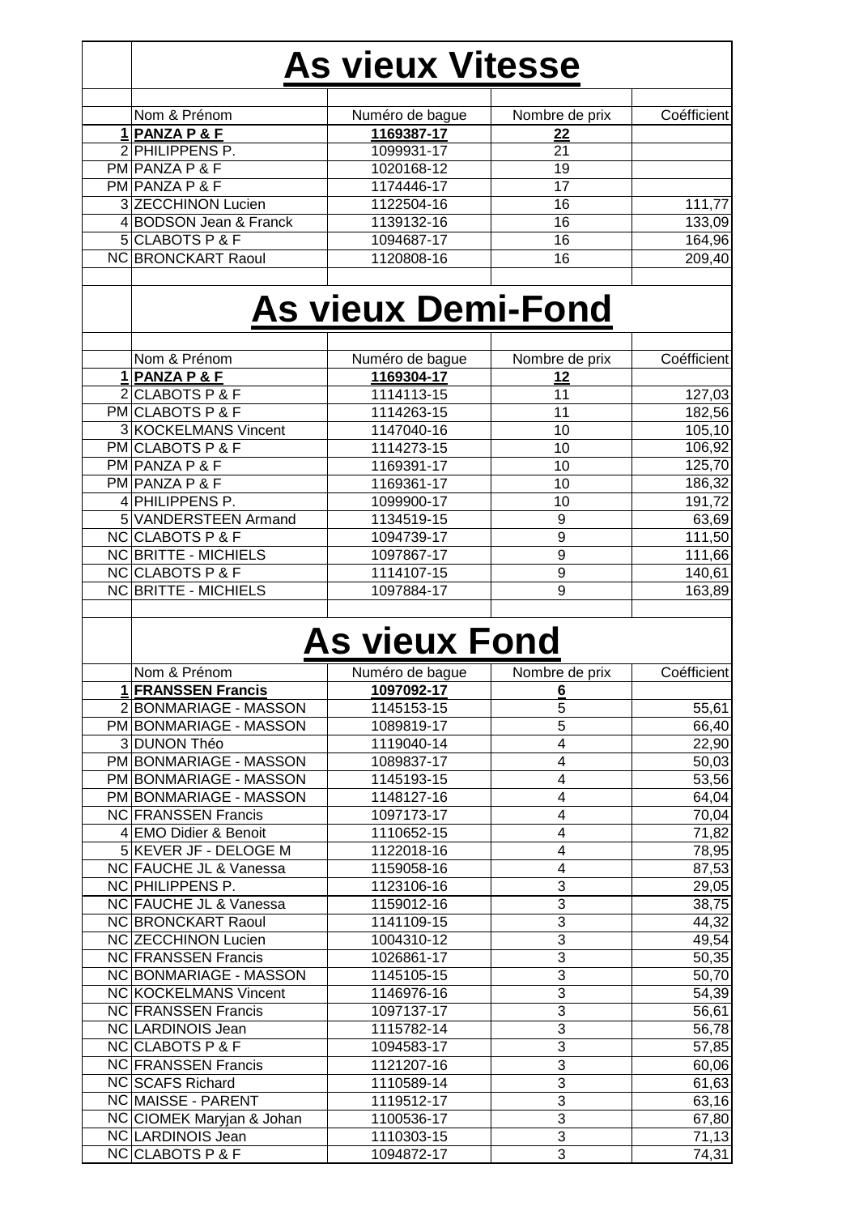# As vieux Vitesse

| | Nom & Prénom | Numéro de bague | Nombre de prix | Coéfficient |
|---|---|---|---|---|
| **1** | **PANZA P & F** | **1169387-17** | **22** | |
| 2 | PHILIPPENS P. | 1099931-17 | 21 | |
| PM | PANZA P & F | 1020168-12 | 19 | |
| PM | PANZA P & F | 1174446-17 | 17 | |
| 3 | ZECCHINON Lucien | 1122504-16 | 16 | 111,77 |
| 4 | BODSON Jean & Franck | 1139132-16 | 16 | 133,09 |
| 5 | CLABOTS P & F | 1094687-17 | 16 | 164,96 |
| NC | BRONCKART Raoul | 1120808-16 | 16 | 209,40 |

# As vieux Demi-Fond

| | Nom & Prénom | Numéro de bague | Nombre de prix | Coéfficient |
|---|---|---|---|---|
| **1** | **PANZA P & F** | **1169304-17** | **12** | |
| 2 | CLABOTS P & F | 1114113-15 | 11 | 127,03 |
| PM | CLABOTS P & F | 1114263-15 | 11 | 182,56 |
| 3 | KOCKELMANS Vincent | 1147040-16 | 10 | 105,10 |
| PM | CLABOTS P & F | 1114273-15 | 10 | 106,92 |
| PM | PANZA P & F | 1169391-17 | 10 | 125,70 |
| PM | PANZA P & F | 1169361-17 | 10 | 186,32 |
| 4 | PHILIPPENS P. | 1099900-17 | 10 | 191,72 |
| 5 | VANDERSTEEN Armand | 1134519-15 | 9 | 63,69 |
| NC | CLABOTS P & F | 1094739-17 | 9 | 111,50 |
| NC | BRITTE - MICHIELS | 1097867-17 | 9 | 111,66 |
| NC | CLABOTS P & F | 1114107-15 | 9 | 140,61 |
| NC | BRITTE - MICHIELS | 1097884-17 | 9 | 163,89 |

# As vieux Fond

| | Nom & Prénom | Numéro de bague | Nombre de prix | Coéfficient |
|---|---|---|---|---|
| **1** | **FRANSSEN Francis** | **1097092-17** | **6** | |
| 2 | BONMARIAGE - MASSON | 1145153-15 | 5 | 55,61 |
| PM | BONMARIAGE - MASSON | 1089819-17 | 5 | 66,40 |
| 3 | DUNON Théo | 1119040-14 | 4 | 22,90 |
| PM | BONMARIAGE - MASSON | 1089837-17 | 4 | 50,03 |
| PM | BONMARIAGE - MASSON | 1145193-15 | 4 | 53,56 |
| PM | BONMARIAGE - MASSON | 1148127-16 | 4 | 64,04 |
| NC | FRANSSEN Francis | 1097173-17 | 4 | 70,04 |
| 4 | EMO Didier & Benoit | 1110652-15 | 4 | 71,82 |
| 5 | KEVER JF - DELOGE M | 1122018-16 | 4 | 78,95 |
| NC | FAUCHE JL & Vanessa | 1159058-16 | 4 | 87,53 |
| NC | PHILIPPENS P. | 1123106-16 | 3 | 29,05 |
| NC | FAUCHE JL & Vanessa | 1159012-16 | 3 | 38,75 |
| NC | BRONCKART Raoul | 1141109-15 | 3 | 44,32 |
| NC | ZECCHINON Lucien | 1004310-12 | 3 | 49,54 |
| NC | FRANSSEN Francis | 1026861-17 | 3 | 50,35 |
| NC | BONMARIAGE - MASSON | 1145105-15 | 3 | 50,70 |
| NC | KOCKELMANS Vincent | 1146976-16 | 3 | 54,39 |
| NC | FRANSSEN Francis | 1097137-17 | 3 | 56,61 |
| NC | LARDINOIS Jean | 1115782-14 | 3 | 56,78 |
| NC | CLABOTS P & F | 1094583-17 | 3 | 57,85 |
| NC | FRANSSEN Francis | 1121207-16 | 3 | 60,06 |
| NC | SCAFS Richard | 1110589-14 | 3 | 61,63 |
| NC | MAISSE - PARENT | 1119512-17 | 3 | 63,16 |
| NC | CIOMEK Maryjan & Johan | 1100536-17 | 3 | 67,80 |
| NC | LARDINOIS Jean | 1110303-15 | 3 | 71,13 |
| NC | CLABOTS P & F | 1094872-17 | 3 | 74,31 |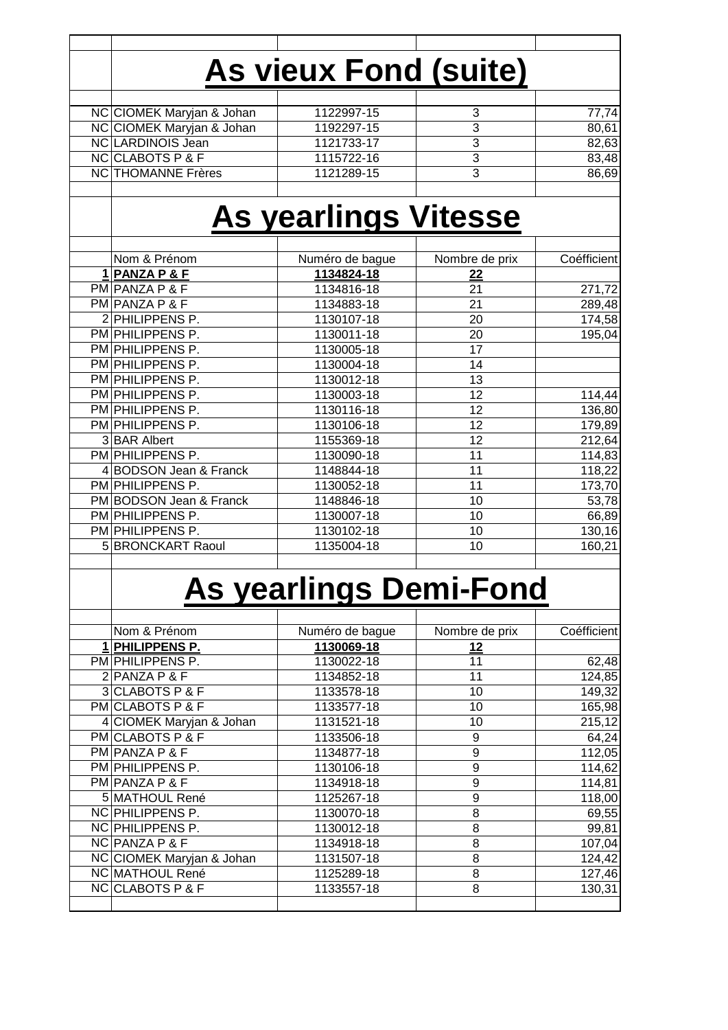## As vieux Fond (suite)

| | | | | |
|---|---|---|---|---|
| NC | CIOMEK Maryjan & Johan | 1122997-15 | 3 | 77,74 |
| NC | CIOMEK Maryjan & Johan | 1192297-15 | 3 | 80,61 |
| NC | LARDINOIS Jean | 1121733-17 | 3 | 82,63 |
| NC | CLABOTS P & F | 1115722-16 | 3 | 83,48 |
| NC | THOMANNE Frères | 1121289-15 | 3 | 86,69 |

## As yearlings Vitesse

| | Nom & Prénom | Numéro de bague | Nombre de prix | Coéfficient |
|---|---|---|---|---|
| **1** | **PANZA P & F** | **1134824-18** | **22** | |
| PM | PANZA P & F | 1134816-18 | 21 | 271,72 |
| PM | PANZA P & F | 1134883-18 | 21 | 289,48 |
| 2 | PHILIPPENS P. | 1130107-18 | 20 | 174,58 |
| PM | PHILIPPENS P. | 1130011-18 | 20 | 195,04 |
| PM | PHILIPPENS P. | 1130005-18 | 17 | |
| PM | PHILIPPENS P. | 1130004-18 | 14 | |
| PM | PHILIPPENS P. | 1130012-18 | 13 | |
| PM | PHILIPPENS P. | 1130003-18 | 12 | 114,44 |
| PM | PHILIPPENS P. | 1130116-18 | 12 | 136,80 |
| PM | PHILIPPENS P. | 1130106-18 | 12 | 179,89 |
| 3 | BAR Albert | 1155369-18 | 12 | 212,64 |
| PM | PHILIPPENS P. | 1130090-18 | 11 | 114,83 |
| 4 | BODSON Jean & Franck | 1148844-18 | 11 | 118,22 |
| PM | PHILIPPENS P. | 1130052-18 | 11 | 173,70 |
| PM | BODSON Jean & Franck | 1148846-18 | 10 | 53,78 |
| PM | PHILIPPENS P. | 1130007-18 | 10 | 66,89 |
| PM | PHILIPPENS P. | 1130102-18 | 10 | 130,16 |
| 5 | BRONCKART Raoul | 1135004-18 | 10 | 160,21 |

## As yearlings Demi-Fond

| | Nom & Prénom | Numéro de bague | Nombre de prix | Coéfficient |
|---|---|---|---|---|
| **1** | **PHILIPPENS P.** | **1130069-18** | **12** | |
| PM | PHILIPPENS P. | 1130022-18 | 11 | 62,48 |
| 2 | PANZA P & F | 1134852-18 | 11 | 124,85 |
| 3 | CLABOTS P & F | 1133578-18 | 10 | 149,32 |
| PM | CLABOTS P & F | 1133577-18 | 10 | 165,98 |
| 4 | CIOMEK Maryjan & Johan | 1131521-18 | 10 | 215,12 |
| PM | CLABOTS P & F | 1133506-18 | 9 | 64,24 |
| PM | PANZA P & F | 1134877-18 | 9 | 112,05 |
| PM | PHILIPPENS P. | 1130106-18 | 9 | 114,62 |
| PM | PANZA P & F | 1134918-18 | 9 | 114,81 |
| 5 | MATHOUL René | 1125267-18 | 9 | 118,00 |
| NC | PHILIPPENS P. | 1130070-18 | 8 | 69,55 |
| NC | PHILIPPENS P. | 1130012-18 | 8 | 99,81 |
| NC | PANZA P & F | 1134918-18 | 8 | 107,04 |
| NC | CIOMEK Maryjan & Johan | 1131507-18 | 8 | 124,42 |
| NC | MATHOUL René | 1125289-18 | 8 | 127,46 |
| NC | CLABOTS P & F | 1133557-18 | 8 | 130,31 |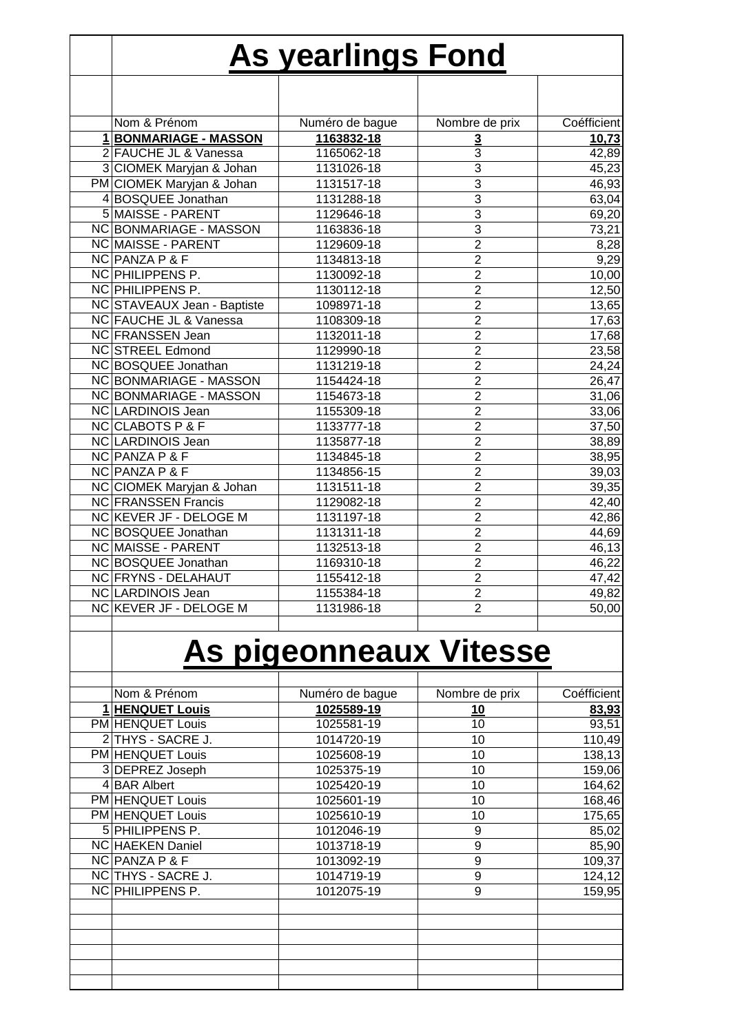# As yearlings Fond

| | Nom & Prénom | Numéro de bague | Nombre de prix | Coéfficient |
|---|---|---|---|---|
| **1** | **BONMARIAGE - MASSON** | **1163832-18** | **3** | **10,73** |
| 2 | FAUCHE JL & Vanessa | 1165062-18 | 3 | 42,89 |
| 3 | CIOMEK Maryjan & Johan | 1131026-18 | 3 | 45,23 |
| PM | CIOMEK Maryjan & Johan | 1131517-18 | 3 | 46,93 |
| 4 | BOSQUEE Jonathan | 1131288-18 | 3 | 63,04 |
| 5 | MAISSE - PARENT | 1129646-18 | 3 | 69,20 |
| NC | BONMARIAGE - MASSON | 1163836-18 | 3 | 73,21 |
| NC | MAISSE - PARENT | 1129609-18 | 2 | 8,28 |
| NC | PANZA P & F | 1134813-18 | 2 | 9,29 |
| NC | PHILIPPENS P. | 1130092-18 | 2 | 10,00 |
| NC | PHILIPPENS P. | 1130112-18 | 2 | 12,50 |
| NC | STAVEAUX Jean - Baptiste | 1098971-18 | 2 | 13,65 |
| NC | FAUCHE JL & Vanessa | 1108309-18 | 2 | 17,63 |
| NC | FRANSSEN Jean | 1132011-18 | 2 | 17,68 |
| NC | STREEL Edmond | 1129990-18 | 2 | 23,58 |
| NC | BOSQUEE Jonathan | 1131219-18 | 2 | 24,24 |
| NC | BONMARIAGE - MASSON | 1154424-18 | 2 | 26,47 |
| NC | BONMARIAGE - MASSON | 1154673-18 | 2 | 31,06 |
| NC | LARDINOIS Jean | 1155309-18 | 2 | 33,06 |
| NC | CLABOTS P & F | 1133777-18 | 2 | 37,50 |
| NC | LARDINOIS Jean | 1135877-18 | 2 | 38,89 |
| NC | PANZA P & F | 1134845-18 | 2 | 38,95 |
| NC | PANZA P & F | 1134856-15 | 2 | 39,03 |
| NC | CIOMEK Maryjan & Johan | 1131511-18 | 2 | 39,35 |
| NC | FRANSSEN Francis | 1129082-18 | 2 | 42,40 |
| NC | KEVER JF - DELOGE M | 1131197-18 | 2 | 42,86 |
| NC | BOSQUEE Jonathan | 1131311-18 | 2 | 44,69 |
| NC | MAISSE - PARENT | 1132513-18 | 2 | 46,13 |
| NC | BOSQUEE Jonathan | 1169310-18 | 2 | 46,22 |
| NC | FRYNS - DELAHAUT | 1155412-18 | 2 | 47,42 |
| NC | LARDINOIS Jean | 1155384-18 | 2 | 49,82 |
| NC | KEVER JF - DELOGE M | 1131986-18 | 2 | 50,00 |

# As pigeonneaux Vitesse

| | Nom & Prénom | Numéro de bague | Nombre de prix | Coéfficient |
|---|---|---|---|---|
| **1** | **HENQUET Louis** | **1025589-19** | **10** | **83,93** |
| PM | HENQUET Louis | 1025581-19 | 10 | 93,51 |
| 2 | THYS - SACRE J. | 1014720-19 | 10 | 110,49 |
| PM | HENQUET Louis | 1025608-19 | 10 | 138,13 |
| 3 | DEPREZ Joseph | 1025375-19 | 10 | 159,06 |
| 4 | BAR Albert | 1025420-19 | 10 | 164,62 |
| PM | HENQUET Louis | 1025601-19 | 10 | 168,46 |
| PM | HENQUET Louis | 1025610-19 | 10 | 175,65 |
| 5 | PHILIPPENS P. | 1012046-19 | 9 | 85,02 |
| NC | HAEKEN Daniel | 1013718-19 | 9 | 85,90 |
| NC | PANZA P & F | 1013092-19 | 9 | 109,37 |
| NC | THYS - SACRE J. | 1014719-19 | 9 | 124,12 |
| NC | PHILIPPENS P. | 1012075-19 | 9 | 159,95 |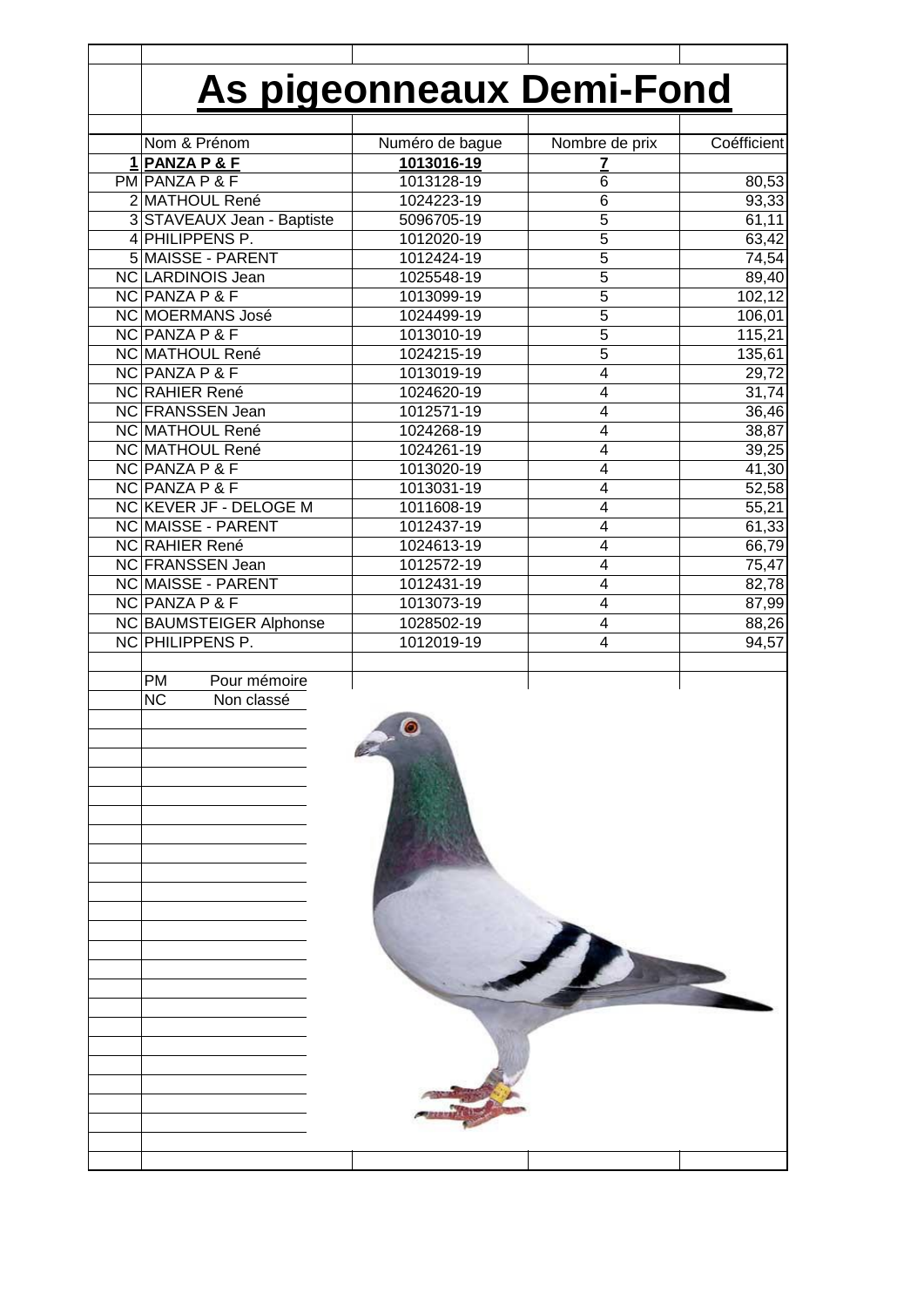# As pigeonneaux Demi-Fond

| | Nom & Prénom | Numéro de bague | Nombre de prix | Coéfficient |
|---|---|---|---|---|
| **1** | **PANZA P & F** | **1013016-19** | **7** | |
| PM | PANZA P & F | 1013128-19 | 6 | 80,53 |
| 2 | MATHOUL René | 1024223-19 | 6 | 93,33 |
| 3 | STAVEAUX Jean - Baptiste | 5096705-19 | 5 | 61,11 |
| 4 | PHILIPPENS P. | 1012020-19 | 5 | 63,42 |
| 5 | MAISSE - PARENT | 1012424-19 | 5 | 74,54 |
| NC | LARDINOIS Jean | 1025548-19 | 5 | 89,40 |
| NC | PANZA P & F | 1013099-19 | 5 | 102,12 |
| NC | MOERMANS José | 1024499-19 | 5 | 106,01 |
| NC | PANZA P & F | 1013010-19 | 5 | 115,21 |
| NC | MATHOUL René | 1024215-19 | 5 | 135,61 |
| NC | PANZA P & F | 1013019-19 | 4 | 29,72 |
| NC | RAHIER René | 1024620-19 | 4 | 31,74 |
| NC | FRANSSEN Jean | 1012571-19 | 4 | 36,46 |
| NC | MATHOUL René | 1024268-19 | 4 | 38,87 |
| NC | MATHOUL René | 1024261-19 | 4 | 39,25 |
| NC | PANZA P & F | 1013020-19 | 4 | 41,30 |
| NC | PANZA P & F | 1013031-19 | 4 | 52,58 |
| NC | KEVER JF - DELOGE M | 1011608-19 | 4 | 55,21 |
| NC | MAISSE - PARENT | 1012437-19 | 4 | 61,33 |
| NC | RAHIER René | 1024613-19 | 4 | 66,79 |
| NC | FRANSSEN Jean | 1012572-19 | 4 | 75,47 |
| NC | MAISSE - PARENT | 1012431-19 | 4 | 82,78 |
| NC | PANZA P & F | 1013073-19 | 4 | 87,99 |
| NC | BAUMSTEIGER Alphonse | 1028502-19 | 4 | 88,26 |
| NC | PHILIPPENS P. | 1012019-19 | 4 | 94,57 |

PM Pour mémoire
NC Non classé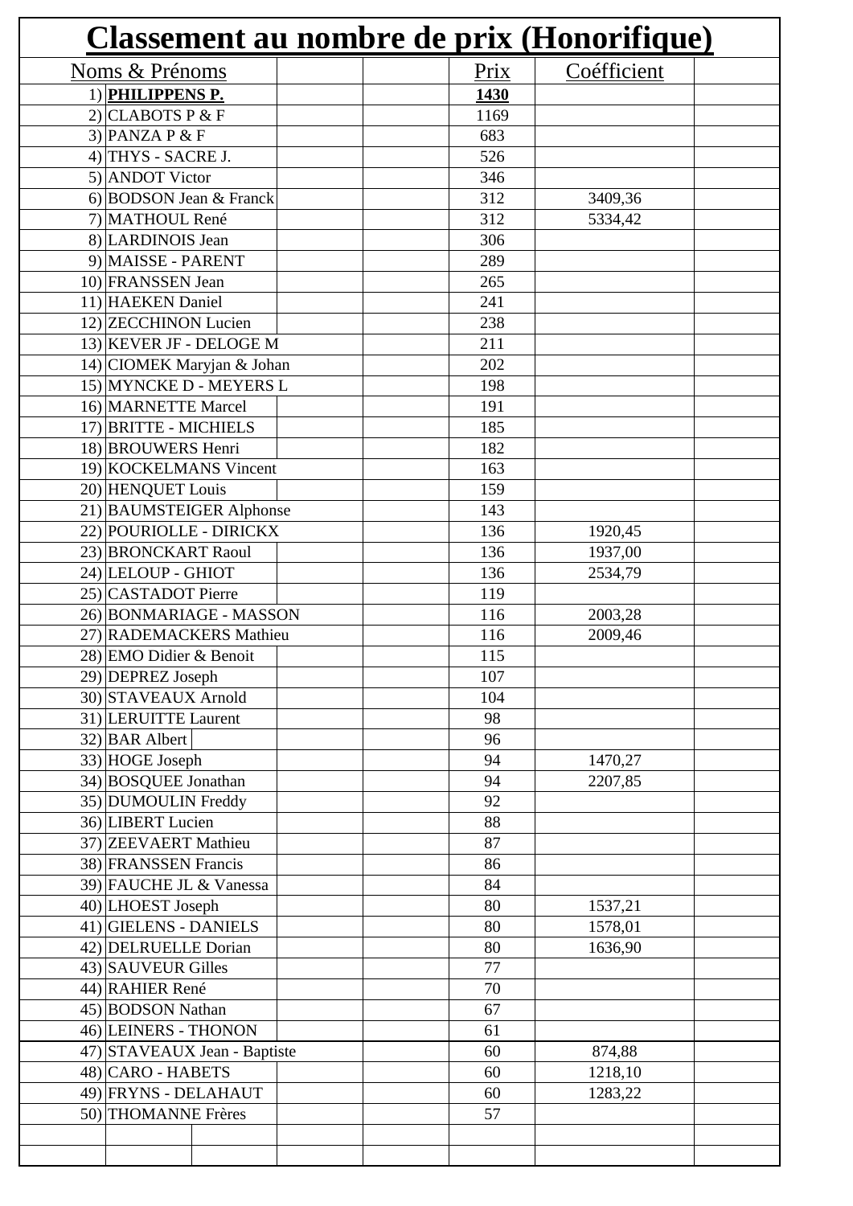# Classement au nombre de prix (Honorifique)

| Noms & Prénoms | Prix | Coéfficient |
|---|---|---|
| 1) **PHILIPPENS P.** | **1430** | |
| 2) CLABOTS P & F | 1169 | |
| 3) PANZA P & F | 683 | |
| 4) THYS - SACRE J. | 526 | |
| 5) ANDOT Victor | 346 | |
| 6) BODSON Jean & Franck | 312 | 3409,36 |
| 7) MATHOUL René | 312 | 5334,42 |
| 8) LARDINOIS Jean | 306 | |
| 9) MAISSE - PARENT | 289 | |
| 10) FRANSSEN Jean | 265 | |
| 11) HAEKEN Daniel | 241 | |
| 12) ZECCHINON Lucien | 238 | |
| 13) KEVER JF - DELOGE M | 211 | |
| 14) CIOMEK Maryjan & Johan | 202 | |
| 15) MYNCKE D - MEYERS L | 198 | |
| 16) MARNETTE Marcel | 191 | |
| 17) BRITTE - MICHIELS | 185 | |
| 18) BROUWERS Henri | 182 | |
| 19) KOCKELMANS Vincent | 163 | |
| 20) HENQUET Louis | 159 | |
| 21) BAUMSTEIGER Alphonse | 143 | |
| 22) POURIOLLE - DIRICKX | 136 | 1920,45 |
| 23) BRONCKART Raoul | 136 | 1937,00 |
| 24) LELOUP - GHIOT | 136 | 2534,79 |
| 25) CASTADOT Pierre | 119 | |
| 26) BONMARIAGE - MASSON | 116 | 2003,28 |
| 27) RADEMACKERS Mathieu | 116 | 2009,46 |
| 28) EMO Didier & Benoit | 115 | |
| 29) DEPREZ Joseph | 107 | |
| 30) STAVEAUX Arnold | 104 | |
| 31) LERUITTE Laurent | 98 | |
| 32) BAR Albert | 96 | |
| 33) HOGE Joseph | 94 | 1470,27 |
| 34) BOSQUEE Jonathan | 94 | 2207,85 |
| 35) DUMOULIN Freddy | 92 | |
| 36) LIBERT Lucien | 88 | |
| 37) ZEEVAERT Mathieu | 87 | |
| 38) FRANSSEN Francis | 86 | |
| 39) FAUCHE JL & Vanessa | 84 | |
| 40) LHOEST Joseph | 80 | 1537,21 |
| 41) GIELENS - DANIELS | 80 | 1578,01 |
| 42) DELRUELLE Dorian | 80 | 1636,90 |
| 43) SAUVEUR Gilles | 77 | |
| 44) RAHIER René | 70 | |
| 45) BODSON Nathan | 67 | |
| 46) LEINERS - THONON | 61 | |
| 47) STAVEAUX Jean - Baptiste | 60 | 874,88 |
| 48) CARO - HABETS | 60 | 1218,10 |
| 49) FRYNS - DELAHAUT | 60 | 1283,22 |
| 50) THOMANNE Frères | 57 | |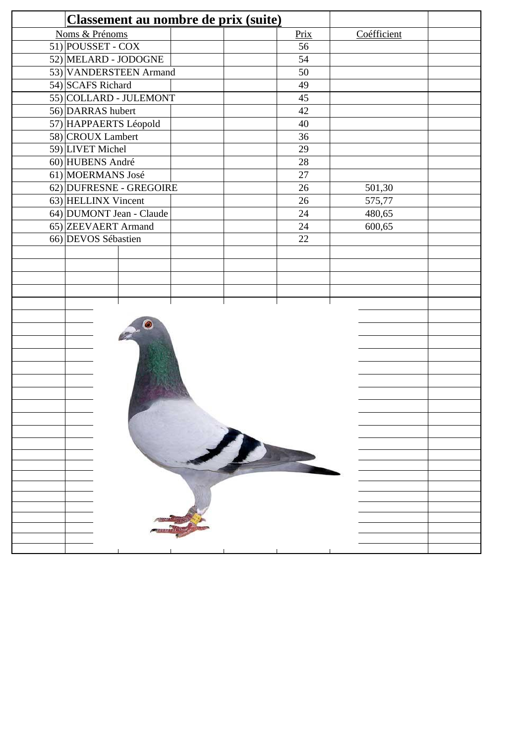## Classement au nombre de prix (suite)

| Noms & Prénoms | Prix | Coéfficient |
|---|---|---|
| 51) POUSSET - COX | 56 | |
| 52) MELARD - JODOGNE | 54 | |
| 53) VANDERSTEEN Armand | 50 | |
| 54) SCAFS Richard | 49 | |
| 55) COLLARD - JULEMONT | 45 | |
| 56) DARRAS hubert | 42 | |
| 57) HAPPAERTS Léopold | 40 | |
| 58) CROUX Lambert | 36 | |
| 59) LIVET Michel | 29 | |
| 60) HUBENS André | 28 | |
| 61) MOERMANS José | 27 | |
| 62) DUFRESNE - GREGOIRE | 26 | 501,30 |
| 63) HELLINX Vincent | 26 | 575,77 |
| 64) DUMONT Jean - Claude | 24 | 480,65 |
| 65) ZEEVAERT Armand | 24 | 600,65 |
| 66) DEVOS Sébastien | 22 | |